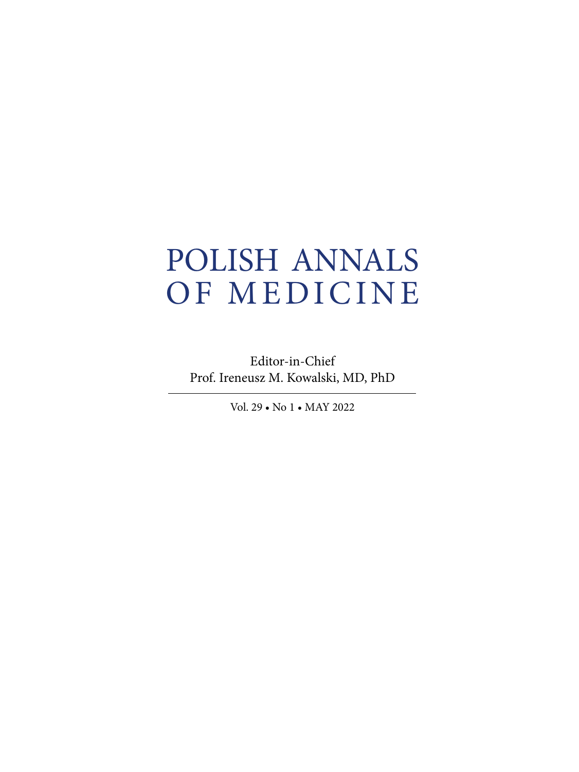# POLISH ANNALS OF MEDICINE

Editor-in-Chief
Prof. Ireneusz M. Kowalski, MD, PhD

---

Vol. 29 • No 1 • MAY 2022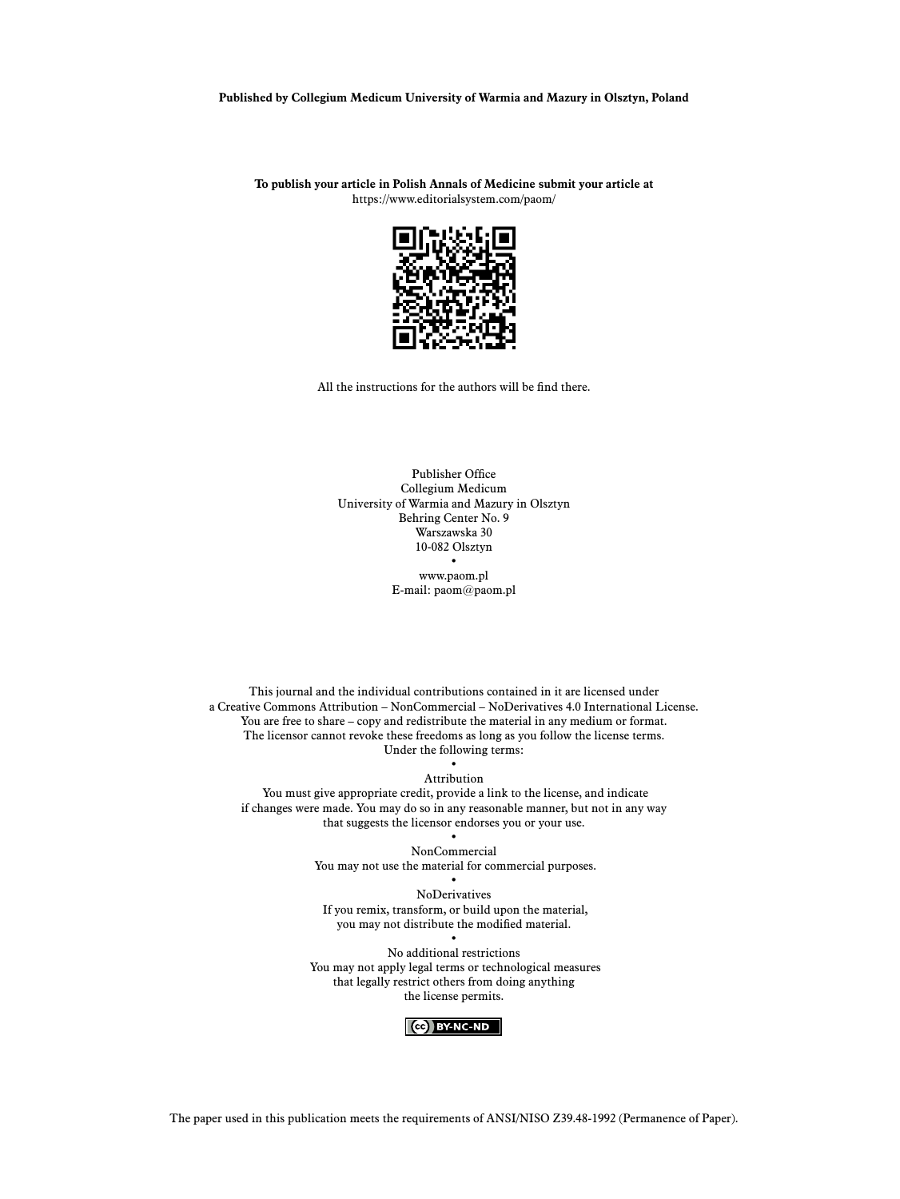**Published by Collegium Medicum University of Warmia and Mazury in Olsztyn, Poland**

**To publish your article in Polish Annals of Medicine submit your article at**
https://www.editorialsystem.com/paom/

All the instructions for the authors will be find there.

Publisher Office
Collegium Medicum
University of Warmia and Mazury in Olsztyn
Behring Center No. 9
Warszawska 30
10-082 Olsztyn
•
www.paom.pl
E-mail: paom@paom.pl

This journal and the individual contributions contained in it are licensed under
a Creative Commons Attribution – NonCommercial – NoDerivatives 4.0 International License.
You are free to share – copy and redistribute the material in any medium or format.
The licensor cannot revoke these freedoms as long as you follow the license terms.
Under the following terms:
•
Attribution
You must give appropriate credit, provide a link to the license, and indicate
if changes were made. You may do so in any reasonable manner, but not in any way
that suggests the licensor endorses you or your use.
•
NonCommercial
You may not use the material for commercial purposes.
•
NoDerivatives
If you remix, transform, or build upon the material,
you may not distribute the modified material.
•
No additional restrictions
You may not apply legal terms or technological measures
that legally restrict others from doing anything
the license permits.

The paper used in this publication meets the requirements of ANSI/NISO Z39.48-1992 (Permanence of Paper).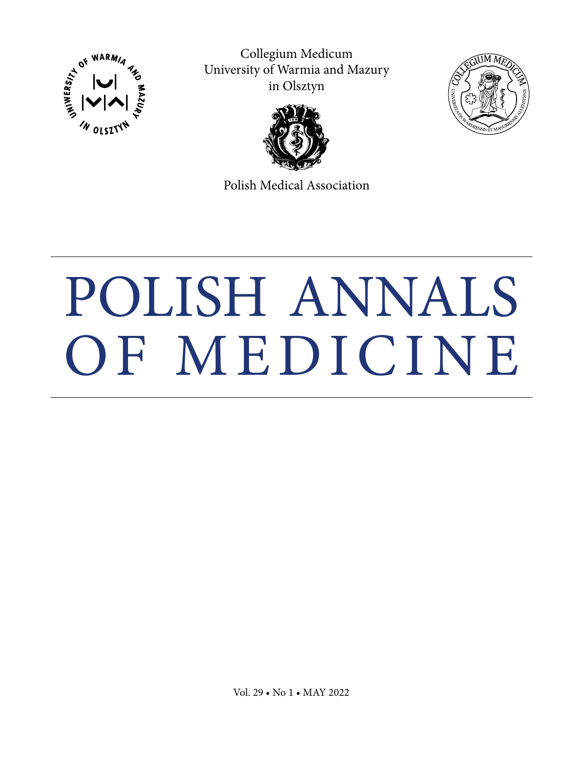Collegium Medicum
University of Warmia and Mazury
in Olsztyn

Polish Medical Association

# POLISH ANNALS OF MEDICINE

Vol. 29 • No 1 • MAY 2022